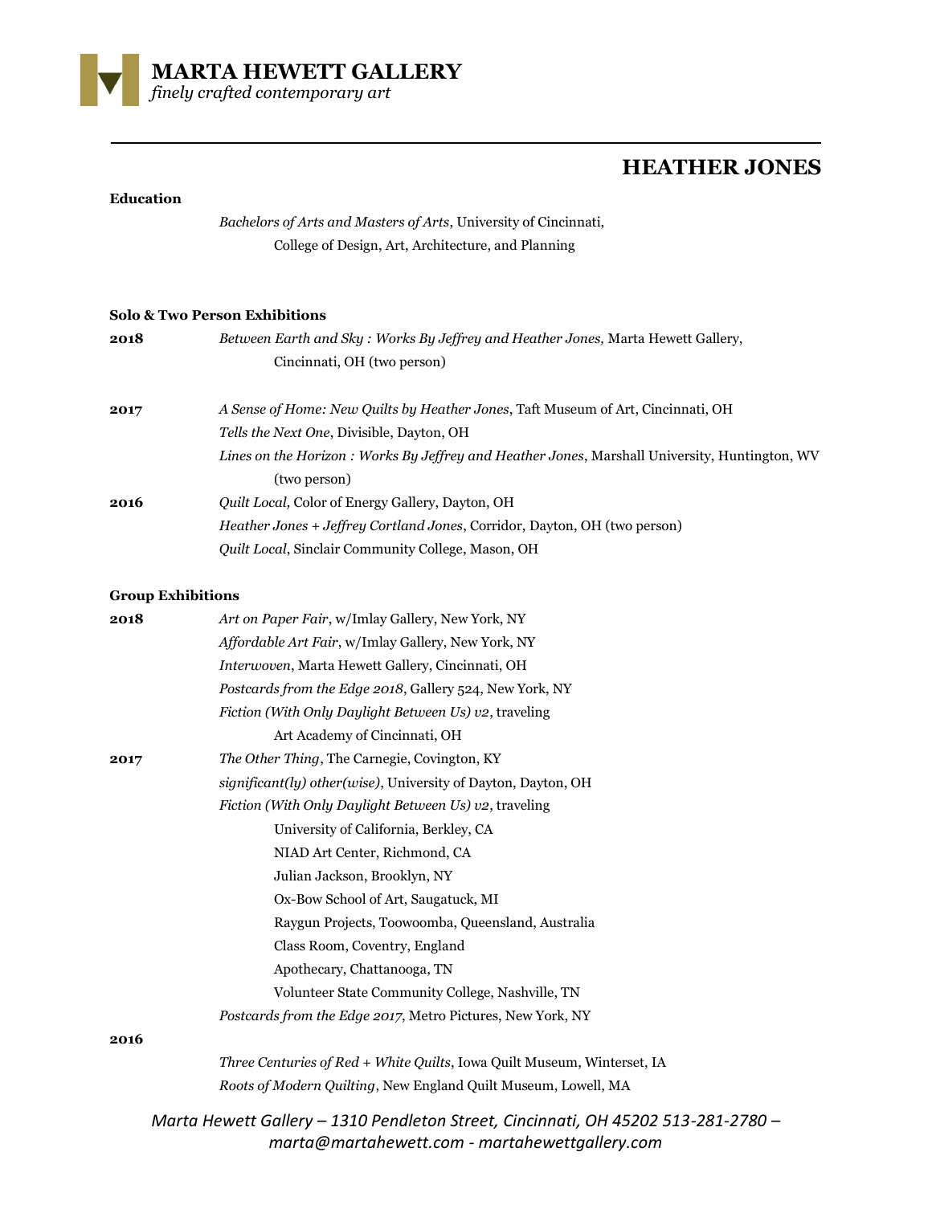# MARTA HEWETT GALLERY

*finely crafted contemporary art*

## HEATHER JONES

### Education

*Bachelors of Arts and Masters of Arts*, University of Cincinnati,
College of Design, Art, Architecture, and Planning

### Solo & Two Person Exhibitions

**2018**

*Between Earth and Sky : Works By Jeffrey and Heather Jones,* Marta Hewett Gallery, Cincinnati, OH (two person)

**2017**

*A Sense of Home: New Quilts by Heather Jones*, Taft Museum of Art, Cincinnati, OH
*Tells the Next One*, Divisible, Dayton, OH
*Lines on the Horizon : Works By Jeffrey and Heather Jones*, Marshall University, Huntington, WV (two person)

**2016**

*Quilt Local,* Color of Energy Gallery, Dayton, OH
*Heather Jones + Jeffrey Cortland Jones*, Corridor, Dayton, OH (two person)
*Quilt Local*, Sinclair Community College, Mason, OH

### Group Exhibitions

**2018**

*Art on Paper Fair*, w/Imlay Gallery, New York, NY
*Affordable Art Fair*, w/Imlay Gallery, New York, NY
*Interwoven*, Marta Hewett Gallery, Cincinnati, OH
*Postcards from the Edge 2018*, Gallery 524, New York, NY
*Fiction (With Only Daylight Between Us) v2*, traveling
Art Academy of Cincinnati, OH

**2017**

*The Other Thing*, The Carnegie, Covington, KY
*significant(ly) other(wise)*, University of Dayton, Dayton, OH
*Fiction (With Only Daylight Between Us) v2*, traveling
University of California, Berkley, CA
NIAD Art Center, Richmond, CA
Julian Jackson, Brooklyn, NY
Ox-Bow School of Art, Saugatuck, MI
Raygun Projects, Toowoomba, Queensland, Australia
Class Room, Coventry, England
Apothecary, Chattanooga, TN
Volunteer State Community College, Nashville, TN
*Postcards from the Edge 2017*, Metro Pictures, New York, NY

**2016**

*Three Centuries of Red + White Quilts*, Iowa Quilt Museum, Winterset, IA
*Roots of Modern Quilting*, New England Quilt Museum, Lowell, MA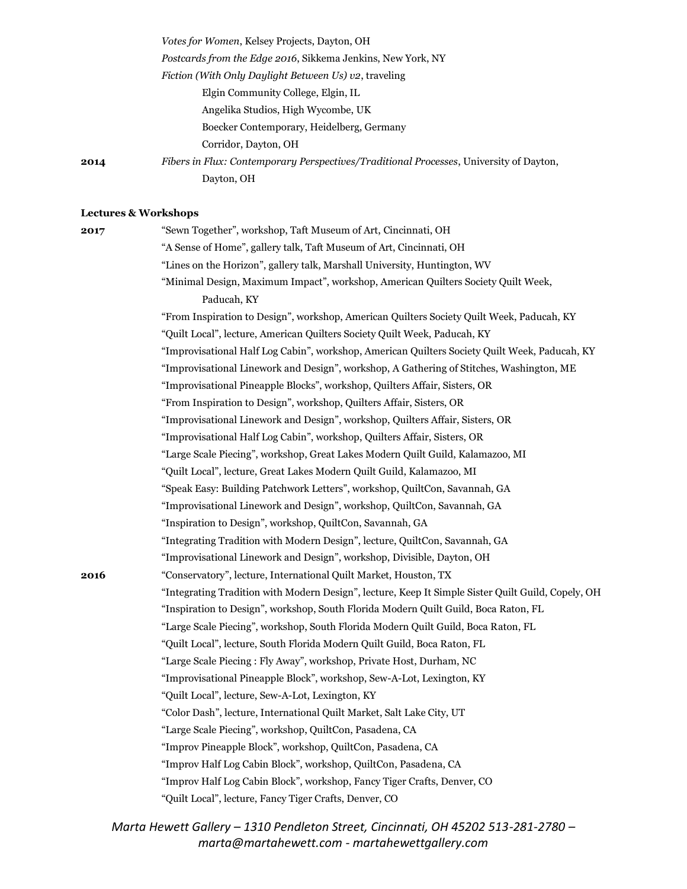*Votes for Women*, Kelsey Projects, Dayton, OH
*Postcards from the Edge 2016*, Sikkema Jenkins, New York, NY
*Fiction (With Only Daylight Between Us) v2*, traveling
Elgin Community College, Elgin, IL
Angelika Studios, High Wycombe, UK
Boecker Contemporary, Heidelberg, Germany
Corridor, Dayton, OH

**2014** *Fibers in Flux: Contemporary Perspectives/Traditional Processes*, University of Dayton, Dayton, OH

**Lectures & Workshops**

**2017**
"Sewn Together", workshop, Taft Museum of Art, Cincinnati, OH
"A Sense of Home", gallery talk, Taft Museum of Art, Cincinnati, OH
"Lines on the Horizon", gallery talk, Marshall University, Huntington, WV
"Minimal Design, Maximum Impact", workshop, American Quilters Society Quilt Week, Paducah, KY
"From Inspiration to Design", workshop, American Quilters Society Quilt Week, Paducah, KY
"Quilt Local", lecture, American Quilters Society Quilt Week, Paducah, KY
"Improvisational Half Log Cabin", workshop, American Quilters Society Quilt Week, Paducah, KY
"Improvisational Linework and Design", workshop, A Gathering of Stitches, Washington, ME
"Improvisational Pineapple Blocks", workshop, Quilters Affair, Sisters, OR
"From Inspiration to Design", workshop, Quilters Affair, Sisters, OR
"Improvisational Linework and Design", workshop, Quilters Affair, Sisters, OR
"Improvisational Half Log Cabin", workshop, Quilters Affair, Sisters, OR
"Large Scale Piecing", workshop, Great Lakes Modern Quilt Guild, Kalamazoo, MI
"Quilt Local", lecture, Great Lakes Modern Quilt Guild, Kalamazoo, MI
"Speak Easy: Building Patchwork Letters", workshop, QuiltCon, Savannah, GA
"Improvisational Linework and Design", workshop, QuiltCon, Savannah, GA
"Inspiration to Design", workshop, QuiltCon, Savannah, GA
"Integrating Tradition with Modern Design", lecture, QuiltCon, Savannah, GA
"Improvisational Linework and Design", workshop, Divisible, Dayton, OH

**2016**
"Conservatory", lecture, International Quilt Market, Houston, TX
"Integrating Tradition with Modern Design", lecture, Keep It Simple Sister Quilt Guild, Copely, OH
"Inspiration to Design", workshop, South Florida Modern Quilt Guild, Boca Raton, FL
"Large Scale Piecing", workshop, South Florida Modern Quilt Guild, Boca Raton, FL
"Quilt Local", lecture, South Florida Modern Quilt Guild, Boca Raton, FL
"Large Scale Piecing : Fly Away", workshop, Private Host, Durham, NC
"Improvisational Pineapple Block", workshop, Sew-A-Lot, Lexington, KY
"Quilt Local", lecture, Sew-A-Lot, Lexington, KY
"Color Dash", lecture, International Quilt Market, Salt Lake City, UT
"Large Scale Piecing", workshop, QuiltCon, Pasadena, CA
"Improv Pineapple Block", workshop, QuiltCon, Pasadena, CA
"Improv Half Log Cabin Block", workshop, QuiltCon, Pasadena, CA
"Improv Half Log Cabin Block", workshop, Fancy Tiger Crafts, Denver, CO
"Quilt Local", lecture, Fancy Tiger Crafts, Denver, CO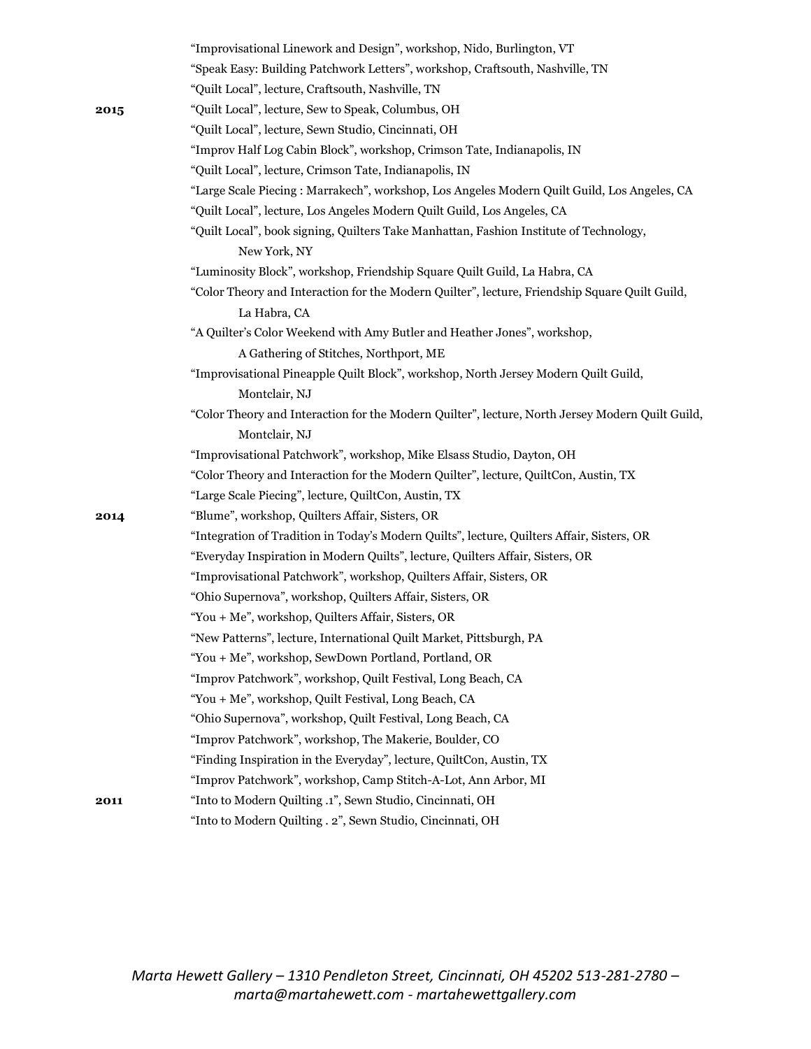"Improvisational Linework and Design", workshop, Nido, Burlington, VT

"Speak Easy: Building Patchwork Letters", workshop, Craftsouth, Nashville, TN

"Quilt Local", lecture, Craftsouth, Nashville, TN

**2015** "Quilt Local", lecture, Sew to Speak, Columbus, OH

"Quilt Local", lecture, Sewn Studio, Cincinnati, OH

"Improv Half Log Cabin Block", workshop, Crimson Tate, Indianapolis, IN

"Quilt Local", lecture, Crimson Tate, Indianapolis, IN

"Large Scale Piecing : Marrakech", workshop, Los Angeles Modern Quilt Guild, Los Angeles, CA

"Quilt Local", lecture, Los Angeles Modern Quilt Guild, Los Angeles, CA

"Quilt Local", book signing, Quilters Take Manhattan, Fashion Institute of Technology, New York, NY

"Luminosity Block", workshop, Friendship Square Quilt Guild, La Habra, CA

"Color Theory and Interaction for the Modern Quilter", lecture, Friendship Square Quilt Guild, La Habra, CA

"A Quilter's Color Weekend with Amy Butler and Heather Jones", workshop, A Gathering of Stitches, Northport, ME

"Improvisational Pineapple Quilt Block", workshop, North Jersey Modern Quilt Guild, Montclair, NJ

"Color Theory and Interaction for the Modern Quilter", lecture, North Jersey Modern Quilt Guild, Montclair, NJ

"Improvisational Patchwork", workshop, Mike Elsass Studio, Dayton, OH

"Color Theory and Interaction for the Modern Quilter", lecture, QuiltCon, Austin, TX

"Large Scale Piecing", lecture, QuiltCon, Austin, TX

**2014** "Blume", workshop, Quilters Affair, Sisters, OR

"Integration of Tradition in Today's Modern Quilts", lecture, Quilters Affair, Sisters, OR

"Everyday Inspiration in Modern Quilts", lecture, Quilters Affair, Sisters, OR

"Improvisational Patchwork", workshop, Quilters Affair, Sisters, OR

"Ohio Supernova", workshop, Quilters Affair, Sisters, OR

"You + Me", workshop, Quilters Affair, Sisters, OR

"New Patterns", lecture, International Quilt Market, Pittsburgh, PA

"You + Me", workshop, SewDown Portland, Portland, OR

"Improv Patchwork", workshop, Quilt Festival, Long Beach, CA

"You + Me", workshop, Quilt Festival, Long Beach, CA

"Ohio Supernova", workshop, Quilt Festival, Long Beach, CA

"Improv Patchwork", workshop, The Makerie, Boulder, CO

"Finding Inspiration in the Everyday", lecture, QuiltCon, Austin, TX

"Improv Patchwork", workshop, Camp Stitch-A-Lot, Ann Arbor, MI

**2011** "Into to Modern Quilting .1", Sewn Studio, Cincinnati, OH

"Into to Modern Quilting . 2", Sewn Studio, Cincinnati, OH